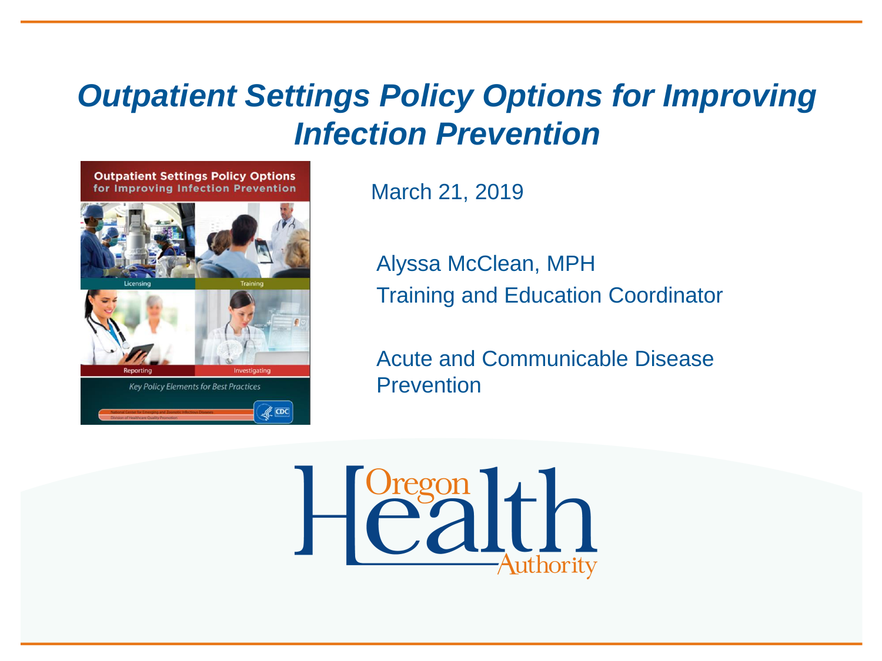# *Outpatient Settings Policy Options for Improving Infection Prevention*

March 21, 2019

Alyssa McClean, MPH
Training and Education Coordinator

Acute and Communicable Disease Prevention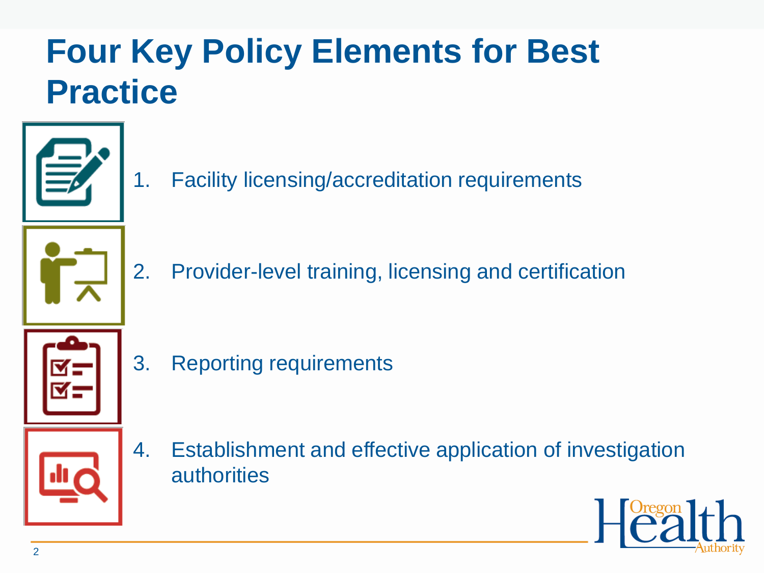# Four Key Policy Elements for Best Practice

1. Facility licensing/accreditation requirements
2. Provider-level training, licensing and certification
3. Reporting requirements
4. Establishment and effective application of investigation authorities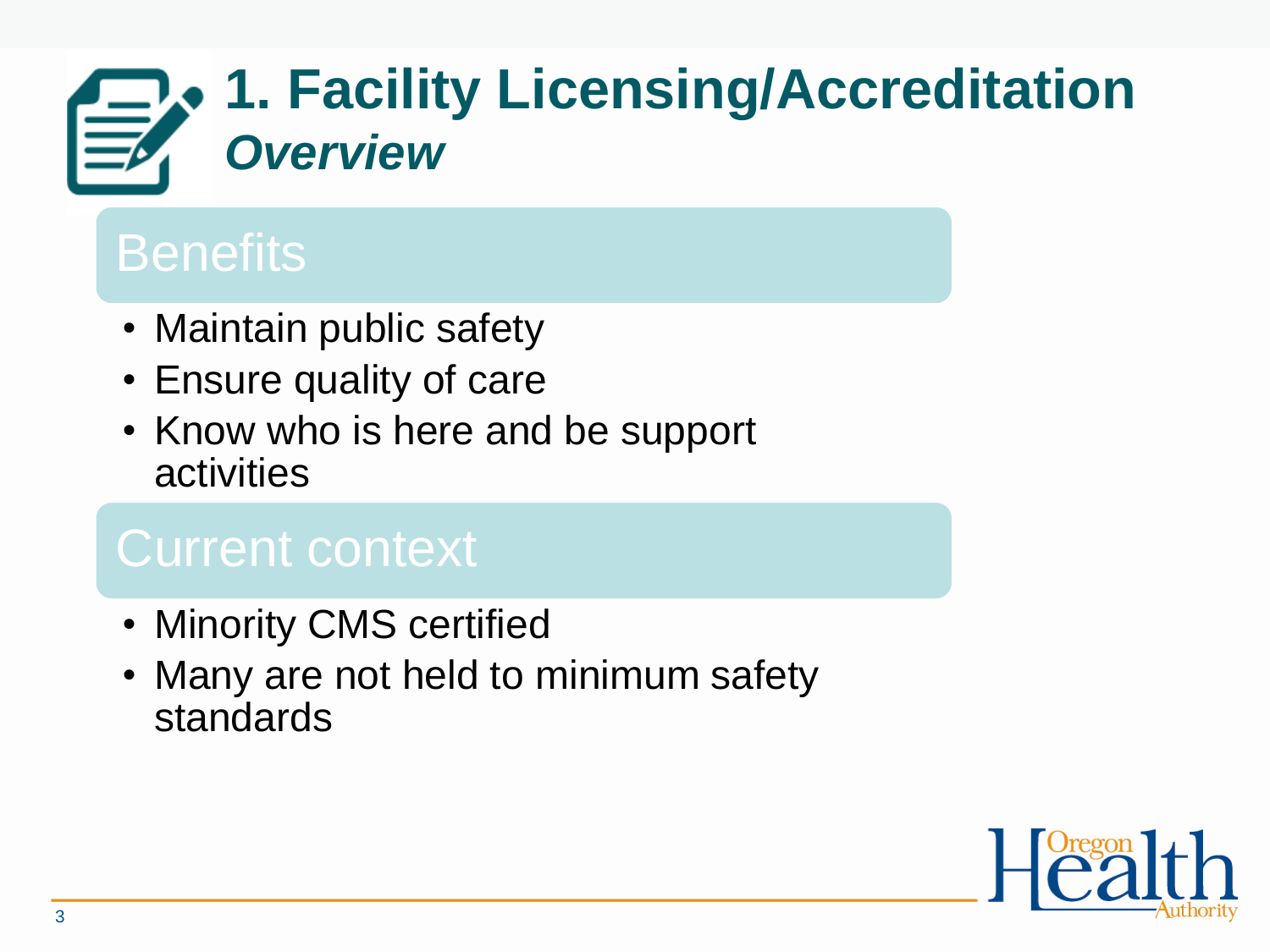# 1. Facility Licensing/Accreditation
## *Overview*

### Benefits

- Maintain public safety
- Ensure quality of care
- Know who is here and be support activities

### Current context

- Minority CMS certified
- Many are not held to minimum safety standards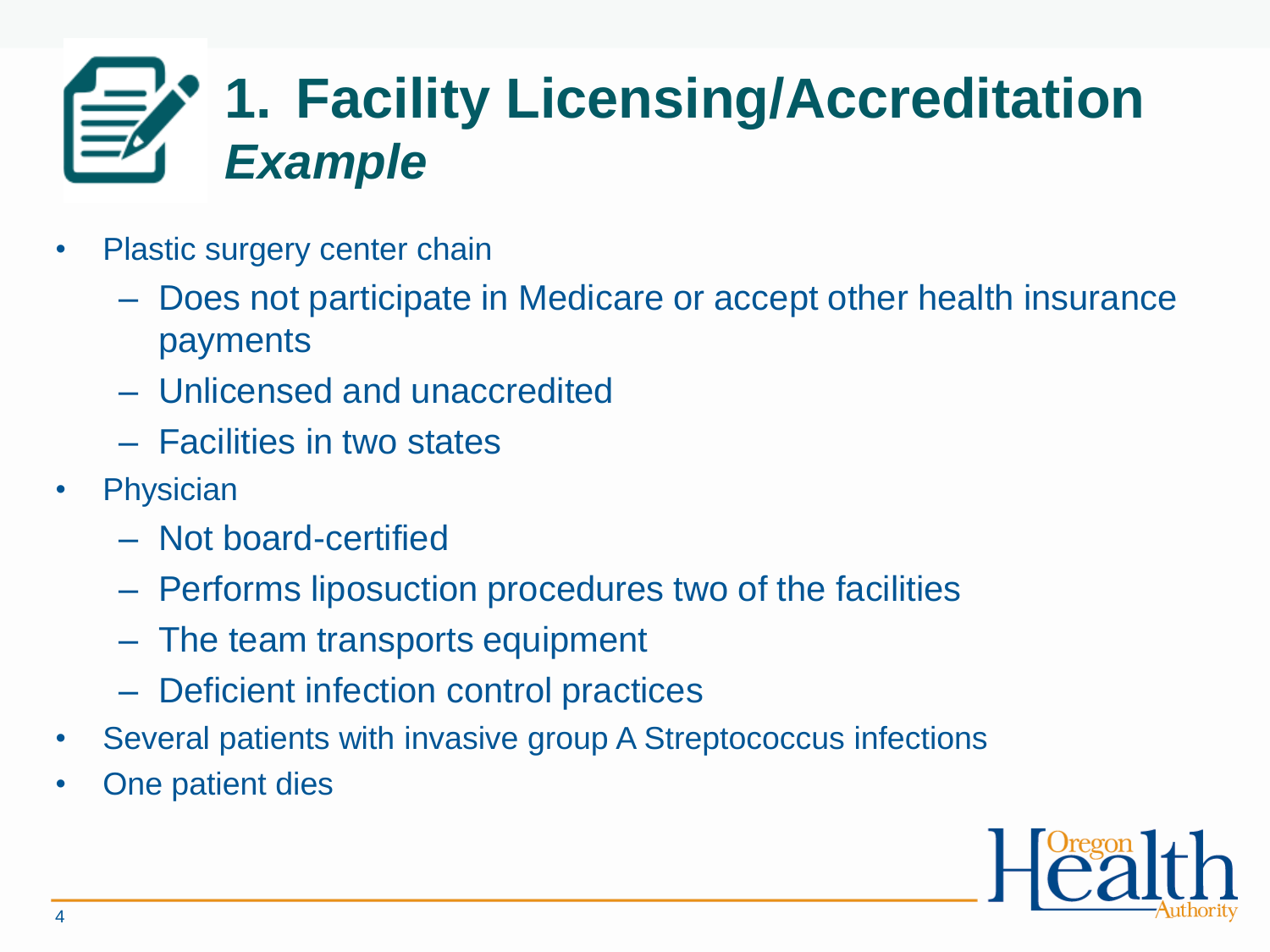# 1. Facility Licensing/Accreditation *Example*

- Plastic surgery center chain
  - Does not participate in Medicare or accept other health insurance payments
  - Unlicensed and unaccredited
  - Facilities in two states
- Physician
  - Not board-certified
  - Performs liposuction procedures two of the facilities
  - The team transports equipment
  - Deficient infection control practices
- Several patients with invasive group A Streptococcus infections
- One patient dies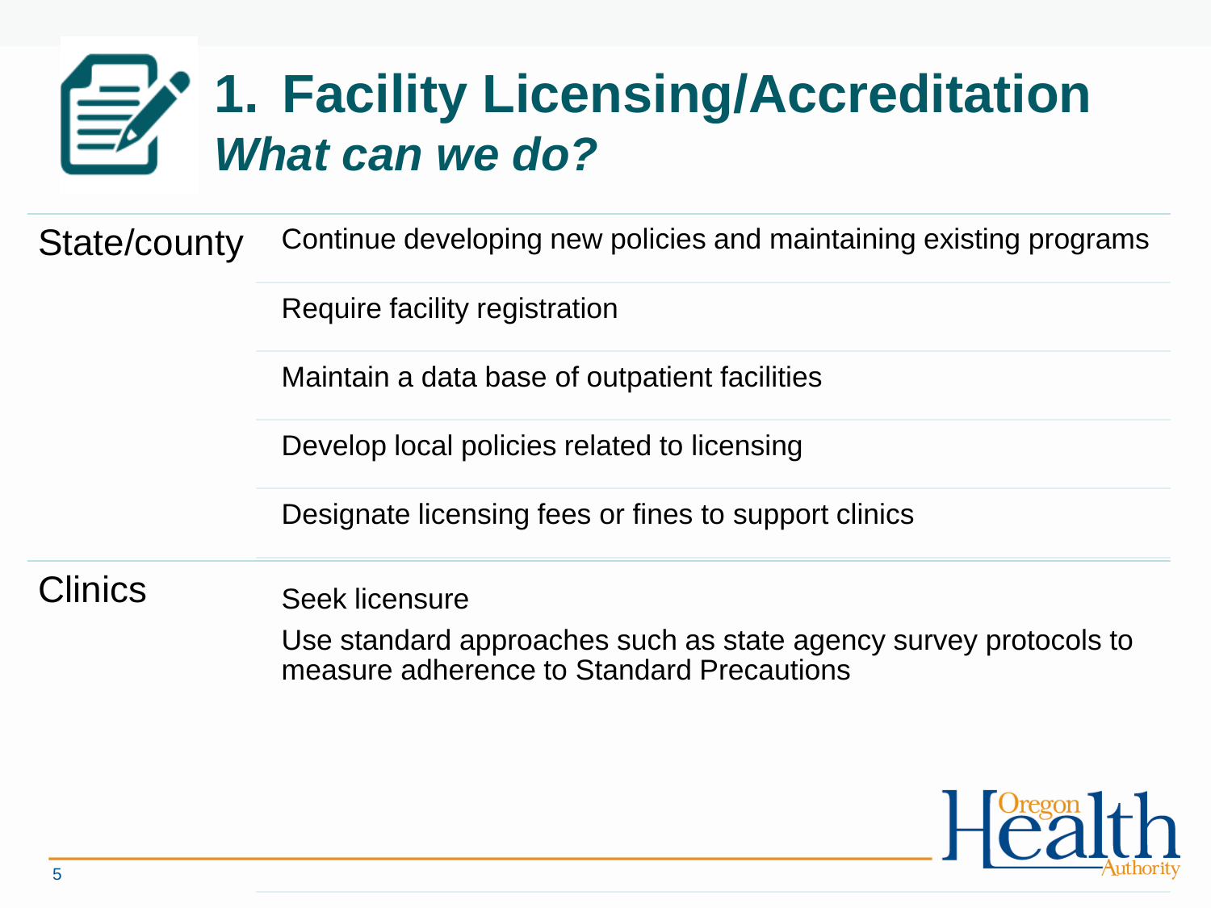# 1. Facility Licensing/Accreditation

## *What can we do?*

| | |
|---|---|
| State/county | Continue developing new policies and maintaining existing programs |
| | Require facility registration |
| | Maintain a data base of outpatient facilities |
| | Develop local policies related to licensing |
| | Designate licensing fees or fines to support clinics |
| Clinics | Seek licensure<br>Use standard approaches such as state agency survey protocols to measure adherence to Standard Precautions |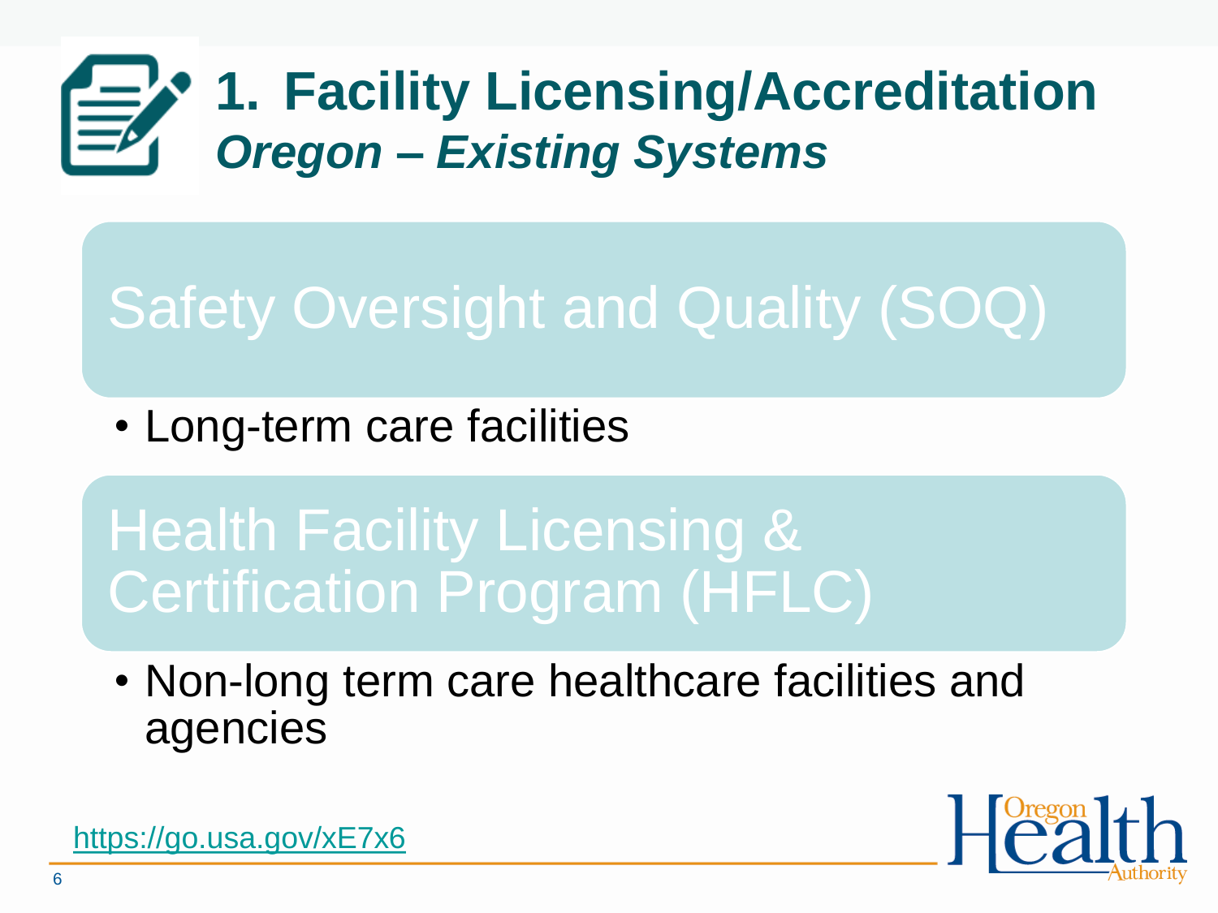# 1. Facility Licensing/Accreditation

## *Oregon – Existing Systems*

### Safety Oversight and Quality (SOQ)

- Long-term care facilities

### Health Facility Licensing & Certification Program (HFLC)

- Non-long term care healthcare facilities and agencies

https://go.usa.gov/xE7x6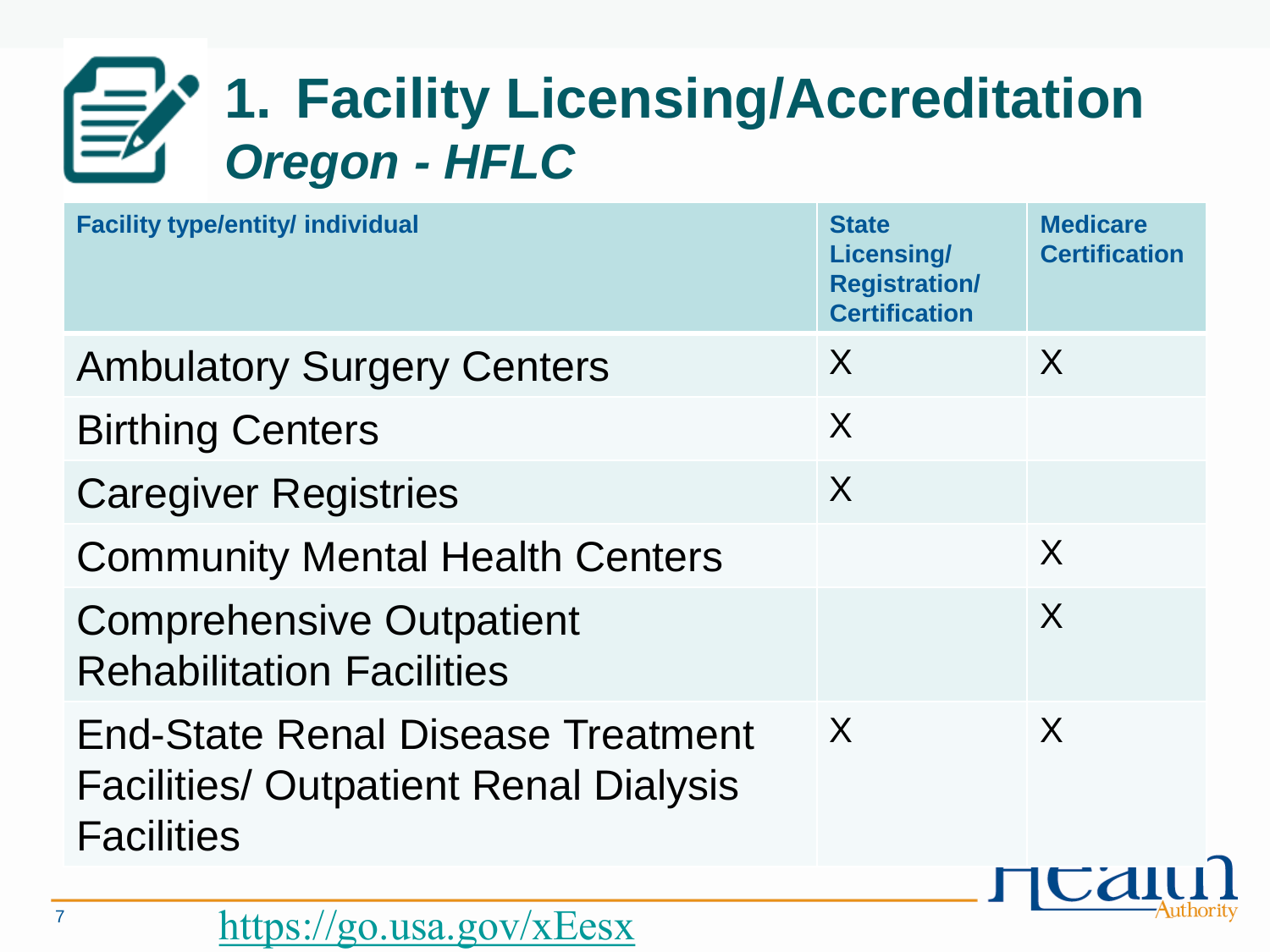# 1. Facility Licensing/Accreditation

## *Oregon - HFLC*

| Facility type/entity/ individual | State Licensing/ Registration/ Certification | Medicare Certification |
|---|---|---|
| Ambulatory Surgery Centers | X | X |
| Birthing Centers | X | |
| Caregiver Registries | X | |
| Community Mental Health Centers | | X |
| Comprehensive Outpatient Rehabilitation Facilities | | X |
| End-State Renal Disease Treatment Facilities/ Outpatient Renal Dialysis Facilities | X | X |

https://go.usa.gov/xEesx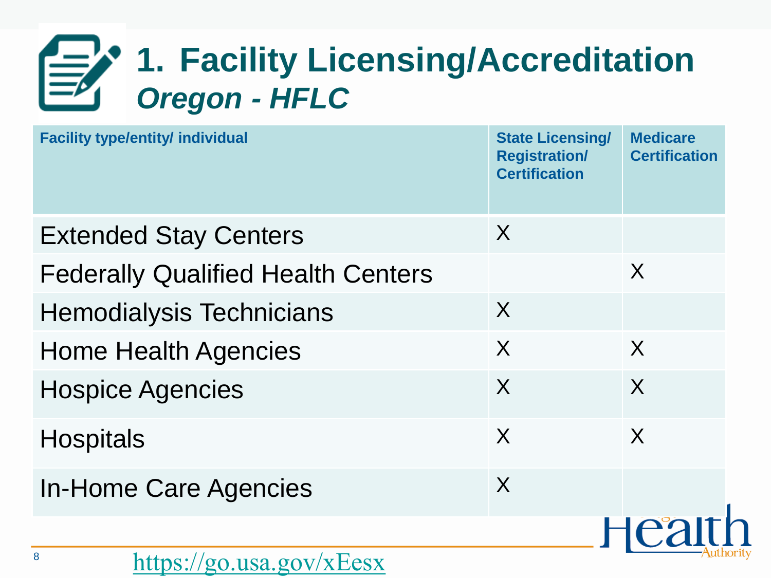# 1. Facility Licensing/Accreditation

## *Oregon - HFLC*

| Facility type/entity/ individual | State Licensing/ Registration/ Certification | Medicare Certification |
|---|---|---|
| Extended Stay Centers | X | |
| Federally Qualified Health Centers | | X |
| Hemodialysis Technicians | X | |
| Home Health Agencies | X | X |
| Hospice Agencies | X | X |
| Hospitals | X | X |
| In-Home Care Agencies | X | |

https://go.usa.gov/xEesx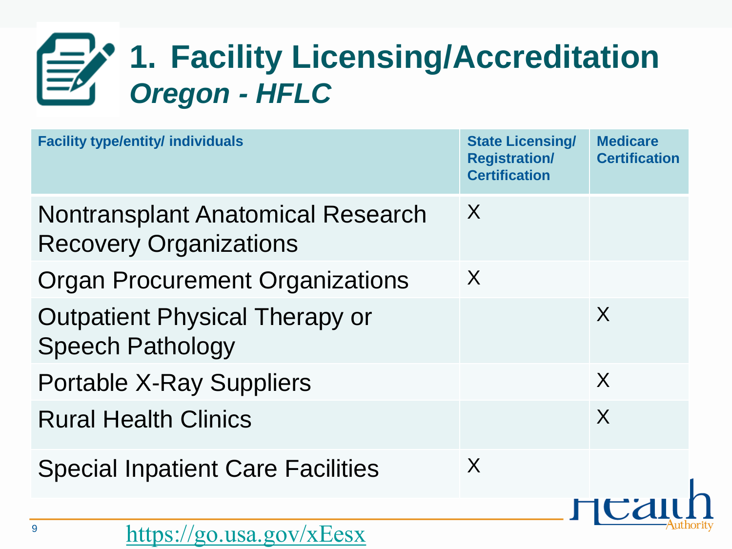# 1. Facility Licensing/Accreditation

## *Oregon - HFLC*

| Facility type/entity/ individuals | State Licensing/ Registration/ Certification | Medicare Certification |
|---|---|---|
| Nontransplant Anatomical Research Recovery Organizations | X | |
| Organ Procurement Organizations | X | |
| Outpatient Physical Therapy or Speech Pathology | | X |
| Portable X-Ray Suppliers | | X |
| Rural Health Clinics | | X |
| Special Inpatient Care Facilities | X | |

https://go.usa.gov/xEesx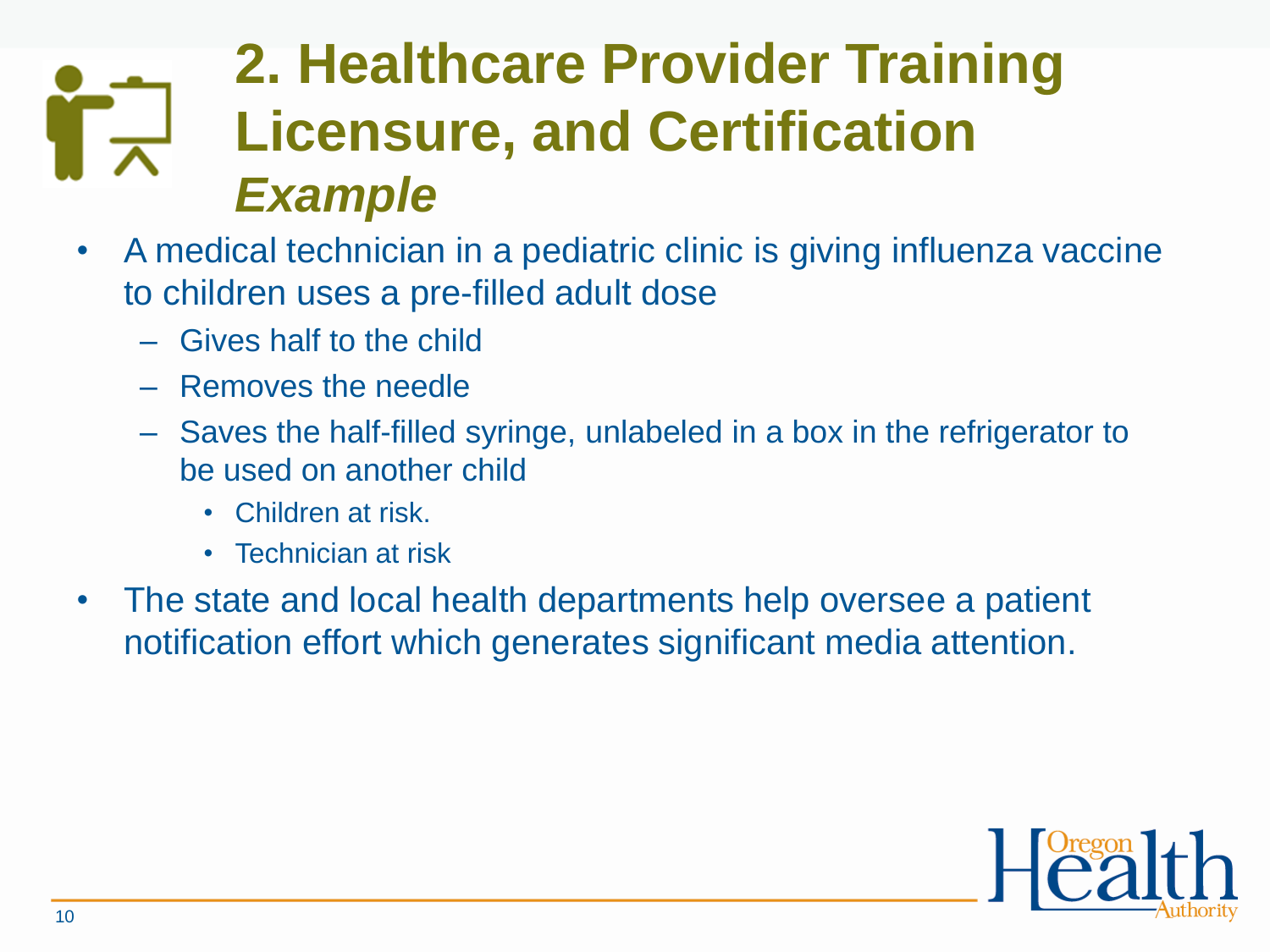# 2. Healthcare Provider Training Licensure, and Certification

## *Example*

- A medical technician in a pediatric clinic is giving influenza vaccine to children uses a pre-filled adult dose
  - Gives half to the child
  - Removes the needle
  - Saves the half-filled syringe, unlabeled in a box in the refrigerator to be used on another child
    - Children at risk.
    - Technician at risk
- The state and local health departments help oversee a patient notification effort which generates significant media attention.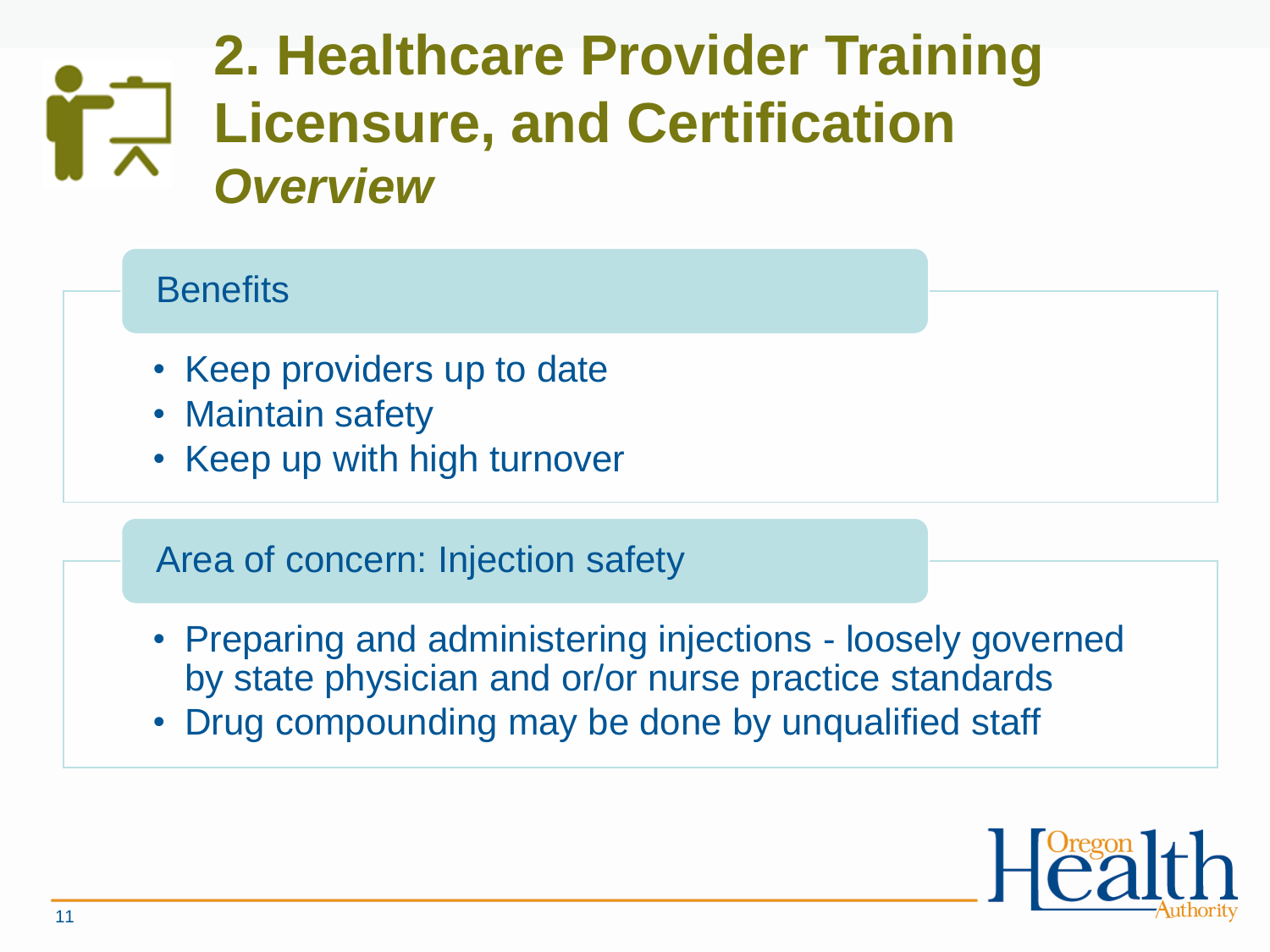# 2. Healthcare Provider Training Licensure, and Certification

### *Overview*

## Benefits

- Keep providers up to date
- Maintain safety
- Keep up with high turnover

## Area of concern: Injection safety

- Preparing and administering injections - loosely governed by state physician and or/or nurse practice standards
- Drug compounding may be done by unqualified staff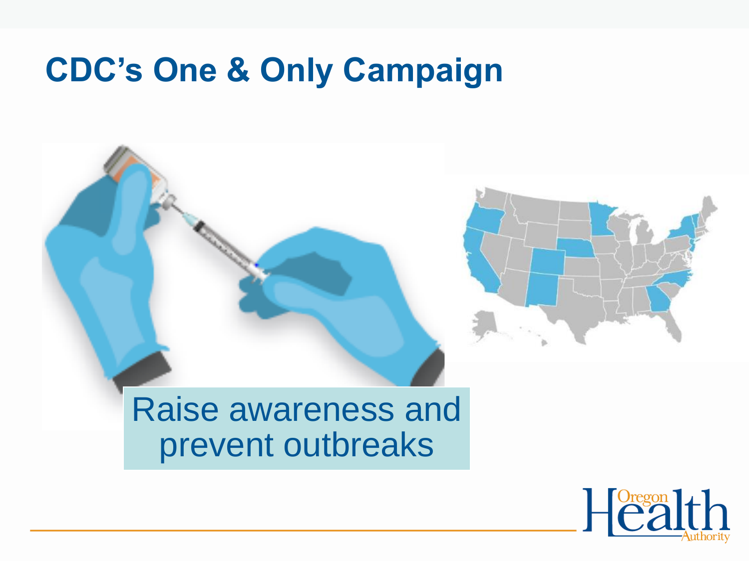# CDC's One & Only Campaign

Raise awareness and prevent outbreaks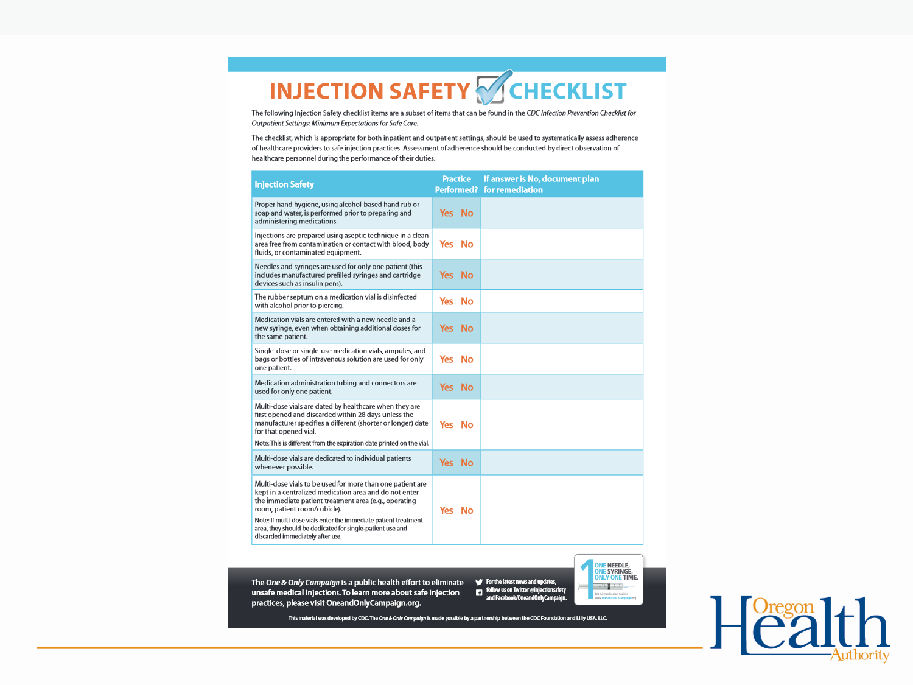# INJECTION SAFETY CHECKLIST

The following Injection Safety checklist items are a subset of items that can be found in the CDC *Infection Prevention Checklist for Outpatient Settings: Minimum Expectations for Safe Care.*

The checklist, which is appropriate for both inpatient and outpatient settings, should be used to systematically assess adherence of healthcare providers to safe injection practices. Assessment of adherence should be conducted by direct observation of healthcare personnel during the performance of their duties.

| Injection Safety | Practice Performed? | If answer is No, document plan for remediation |
|---|---|---|
| Proper hand hygiene, using alcohol-based hand rub or soap and water, is performed prior to preparing and administering medications. | Yes No | |
| Injections are prepared using aseptic technique in a clean area free from contamination or contact with blood, body fluids, or contaminated equipment. | Yes No | |
| Needles and syringes are used for only one patient (this includes manufactured prefilled syringes and cartridge devices such as insulin pens). | Yes No | |
| The rubber septum on a medication vial is disinfected with alcohol prior to piercing. | Yes No | |
| Medication vials are entered with a new needle and a new syringe, even when obtaining additional doses for the same patient. | Yes No | |
| Single-dose or single-use medication vials, ampules, and bags or bottles of intravenous solution are used for only one patient. | Yes No | |
| Medication administration tubing and connectors are used for only one patient. | Yes No | |
| Multi-dose vials are dated by healthcare when they are first opened and discarded within 28 days unless the manufacturer specifies a different (shorter or longer) date for that opened vial. Note: This is different from the expiration date printed on the vial. | Yes No | |
| Multi-dose vials are dedicated to individual patients whenever possible. | Yes No | |
| Multi-dose vials to be used for more than one patient are kept in a centralized medication area and do not enter the immediate patient treatment area (e.g., operating room, patient room/cubicle). Note: If multi-dose vials enter the immediate patient treatment area, they should be dedicated for single-patient use and discarded immediately after use. | Yes No | |

The *One & Only Campaign* is a public health effort to eliminate unsafe medical injections. To learn more about safe injection practices, please visit OneandOnlyCampaign.org.

For the latest news and updates, follow us on Twitter @injectionsafety and Facebook/OneandOnlyCampaign.

ONE NEEDLE, ONE SYRINGE, ONLY ONE TIME.

This material was developed by CDC. The *One & Only Campaign* is made possible by a partnership between the CDC Foundation and Lilly USA, LLC.

Oregon Health Authority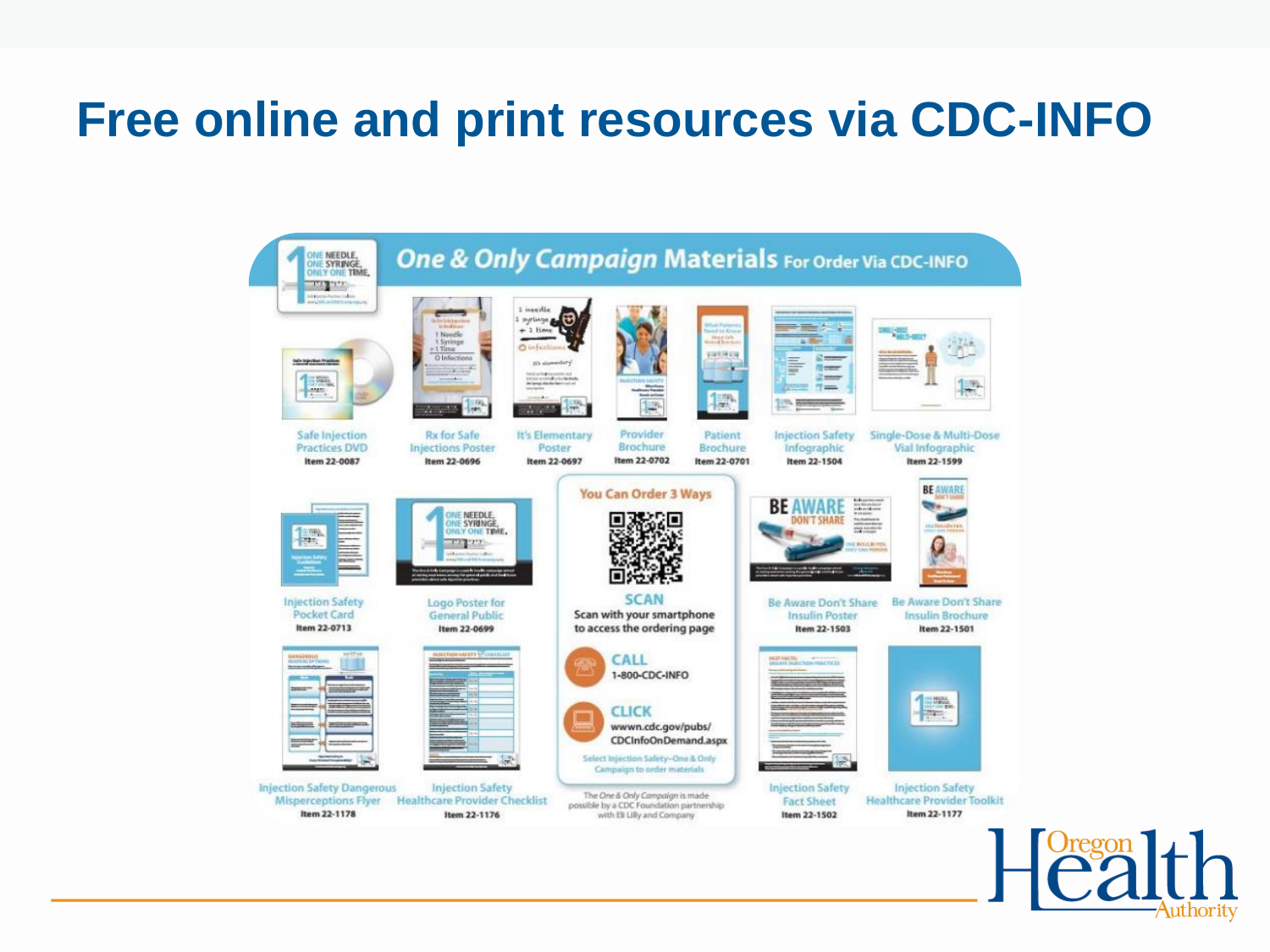# Free online and print resources via CDC-INFO

## One & Only Campaign Materials For Order Via CDC-INFO

- Safe Injection Practices DVD — Item 22-0087
- Rx for Safe Injections Poster — Item 22-0696
- It's Elementary Poster — Item 22-0697
- Provider Brochure — Item 22-0702
- Patient Brochure — Item 22-0701
- Injection Safety Infographic — Item 22-1504
- Single-Dose & Multi-Dose Vial Infographic — Item 22-1599
- Injection Safety Pocket Card — Item 22-0713
- Logo Poster for General Public — Item 22-0699
- Be Aware Don't Share Insulin Poster — Item 22-1503
- Be Aware Don't Share Insulin Brochure — Item 22-1501
- Injection Safety Dangerous Misperceptions Flyer — Item 22-1178
- Injection Safety Healthcare Provider Checklist — Item 22-1176
- Injection Safety Fact Sheet — Item 22-1502
- Injection Safety Healthcare Provider Toolkit — Item 22-1177

### You Can Order 3 Ways

**SCAN**
Scan with your smartphone to access the ordering page

**CALL**
1-800-CDC-INFO

**CLICK**
wwwn.cdc.gov/pubs/CDCInfoOnDemand.aspx

Select Injection Safety–One & Only Campaign to order materials

The *One & Only Campaign* is made possible by a CDC Foundation partnership with Eli Lilly and Company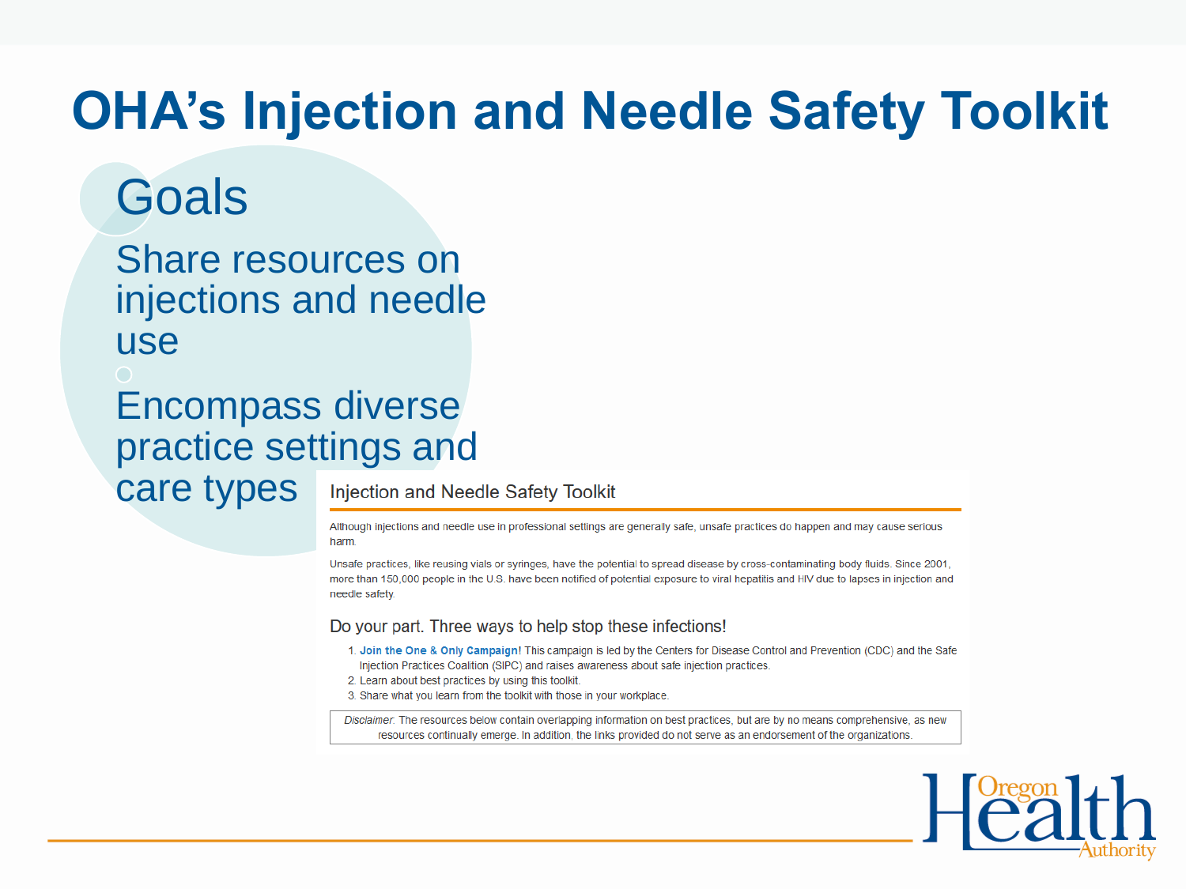# OHA's Injection and Needle Safety Toolkit

## Goals

- Share resources on injections and needle use
- Encompass diverse practice settings and care types

### Injection and Needle Safety Toolkit

Although injections and needle use in professional settings are generally safe, unsafe practices do happen and may cause serious harm.

Unsafe practices, like reusing vials or syringes, have the potential to spread disease by cross-contaminating body fluids. Since 2001, more than 150,000 people in the U.S. have been notified of potential exposure to viral hepatitis and HIV due to lapses in injection and needle safety.

#### Do your part. Three ways to help stop these infections!

1. **Join the One & Only Campaign**! This campaign is led by the Centers for Disease Control and Prevention (CDC) and the Safe Injection Practices Coalition (SIPC) and raises awareness about safe injection practices.
2. Learn about best practices by using this toolkit.
3. Share what you learn from the toolkit with those in your workplace.

*Disclaimer.* The resources below contain overlapping information on best practices, but are by no means comprehensive, as new resources continually emerge. In addition, the links provided do not serve as an endorsement of the organizations.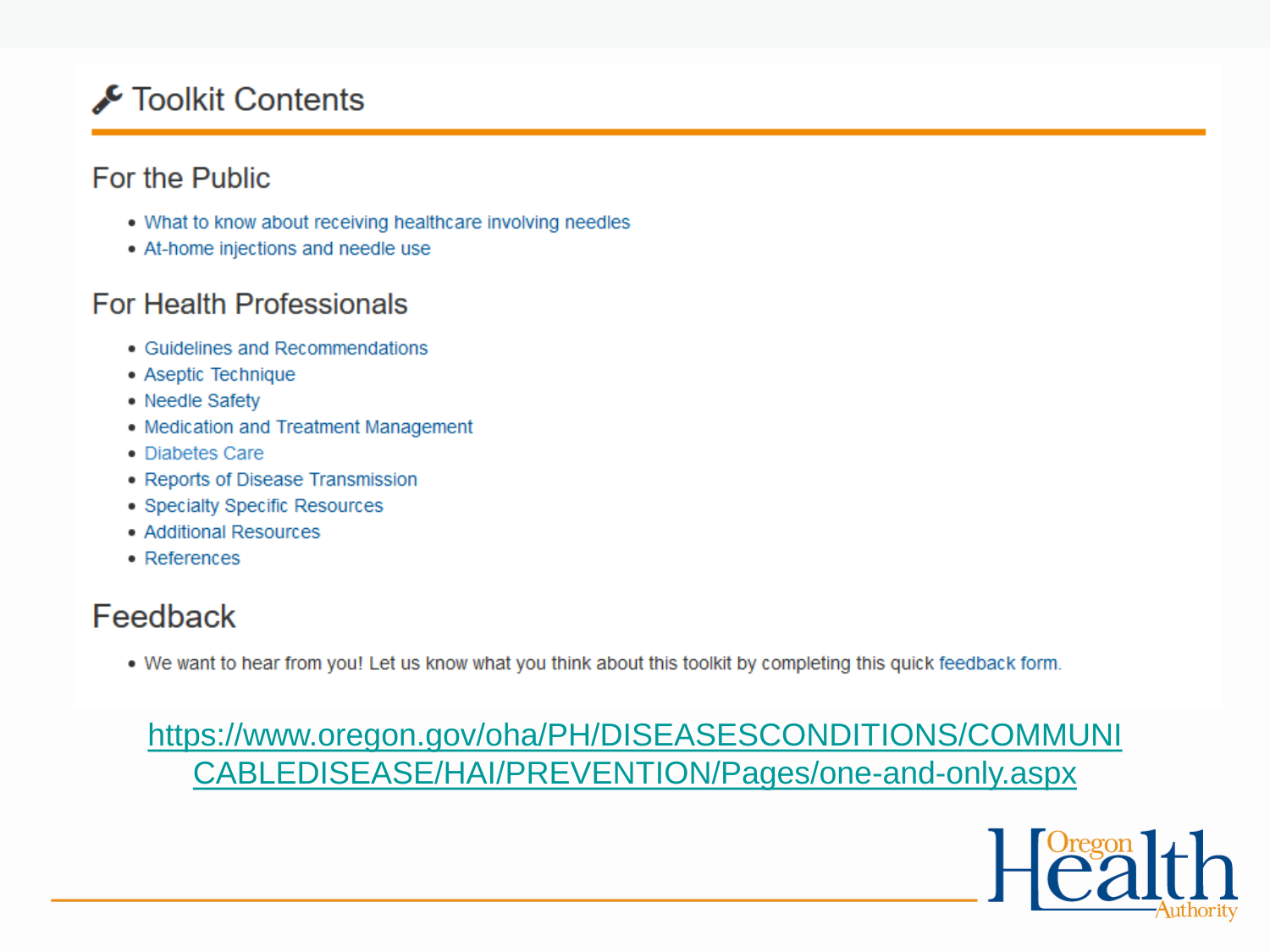# Toolkit Contents

## For the Public

- What to know about receiving healthcare involving needles
- At-home injections and needle use

## For Health Professionals

- Guidelines and Recommendations
- Aseptic Technique
- Needle Safety
- Medication and Treatment Management
- Diabetes Care
- Reports of Disease Transmission
- Specialty Specific Resources
- Additional Resources
- References

## Feedback

- We want to hear from you! Let us know what you think about this toolkit by completing this quick feedback form.

https://www.oregon.gov/oha/PH/DISEASESCONDITIONS/COMMUNICABLEDISEASE/HAI/PREVENTION/Pages/one-and-only.aspx

Oregon Health Authority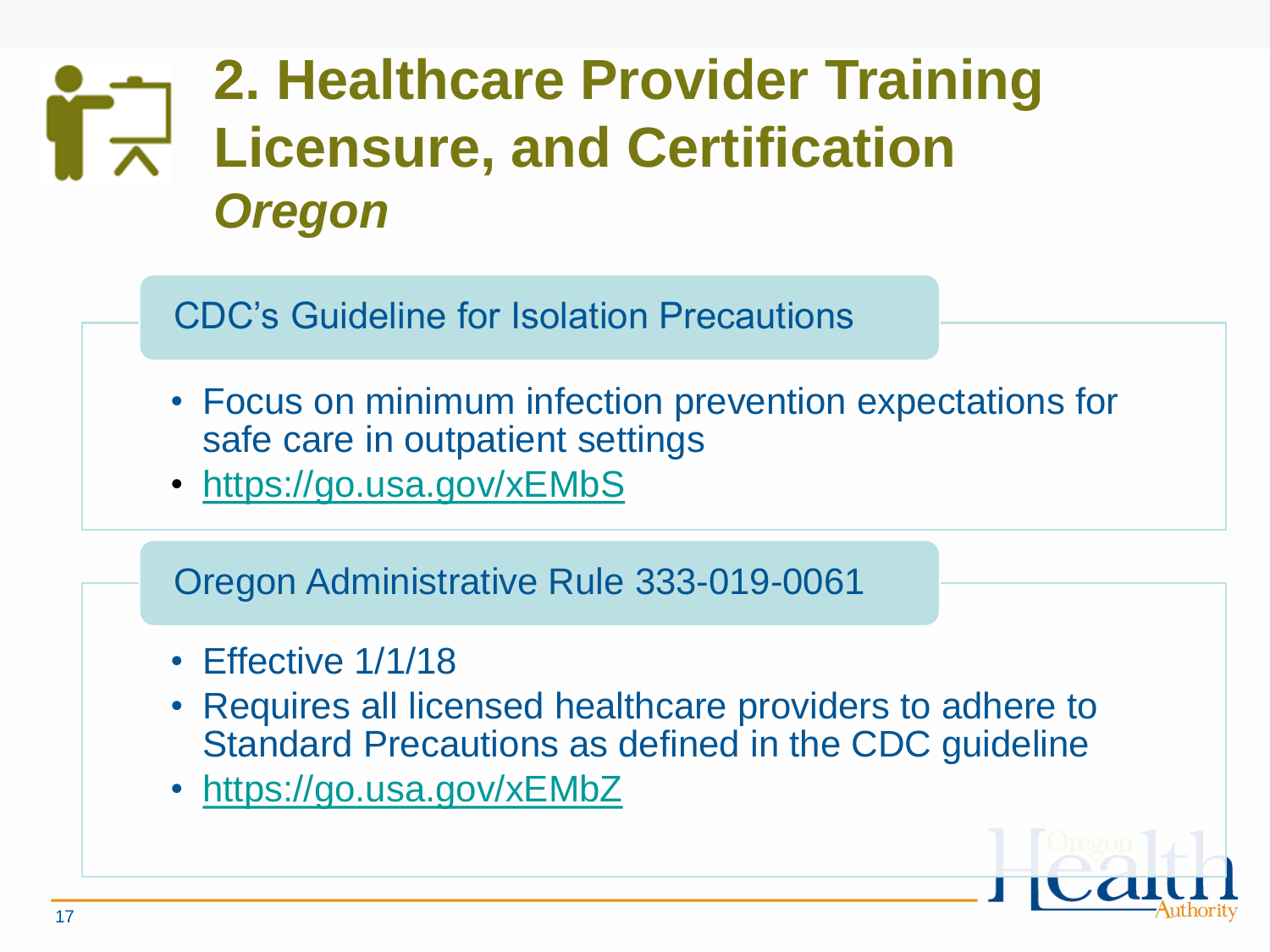# 2. Healthcare Provider Training Licensure, and Certification

***Oregon***

## CDC's Guideline for Isolation Precautions

- Focus on minimum infection prevention expectations for safe care in outpatient settings
- https://go.usa.gov/xEMbS

## Oregon Administrative Rule 333-019-0061

- Effective 1/1/18
- Requires all licensed healthcare providers to adhere to Standard Precautions as defined in the CDC guideline
- https://go.usa.gov/xEMbZ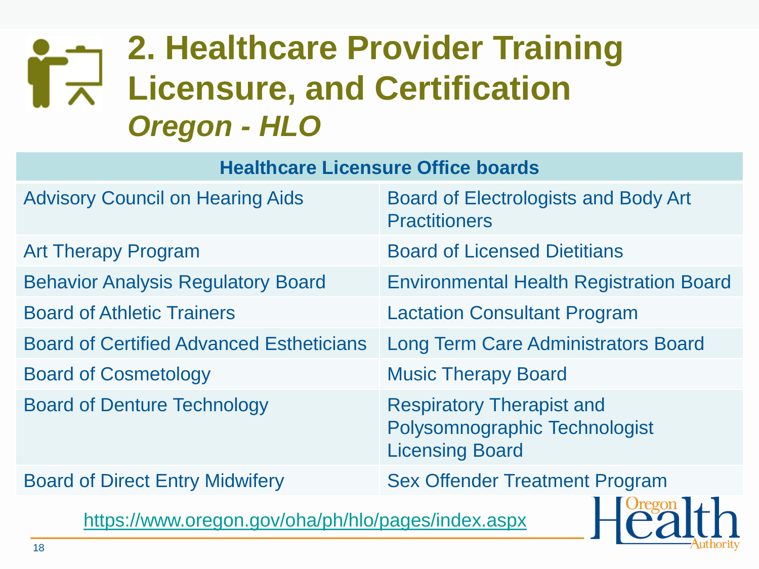# 2. Healthcare Provider Training Licensure, and Certification

## *Oregon - HLO*

| Healthcare Licensure Office boards | |
|---|---|
| Advisory Council on Hearing Aids | Board of Electrologists and Body Art Practitioners |
| Art Therapy Program | Board of Licensed Dietitians |
| Behavior Analysis Regulatory Board | Environmental Health Registration Board |
| Board of Athletic Trainers | Lactation Consultant Program |
| Board of Certified Advanced Estheticians | Long Term Care Administrators Board |
| Board of Cosmetology | Music Therapy Board |
| Board of Denture Technology | Respiratory Therapist and Polysomnographic Technologist Licensing Board |
| Board of Direct Entry Midwifery | Sex Offender Treatment Program |

https://www.oregon.gov/oha/ph/hlo/pages/index.aspx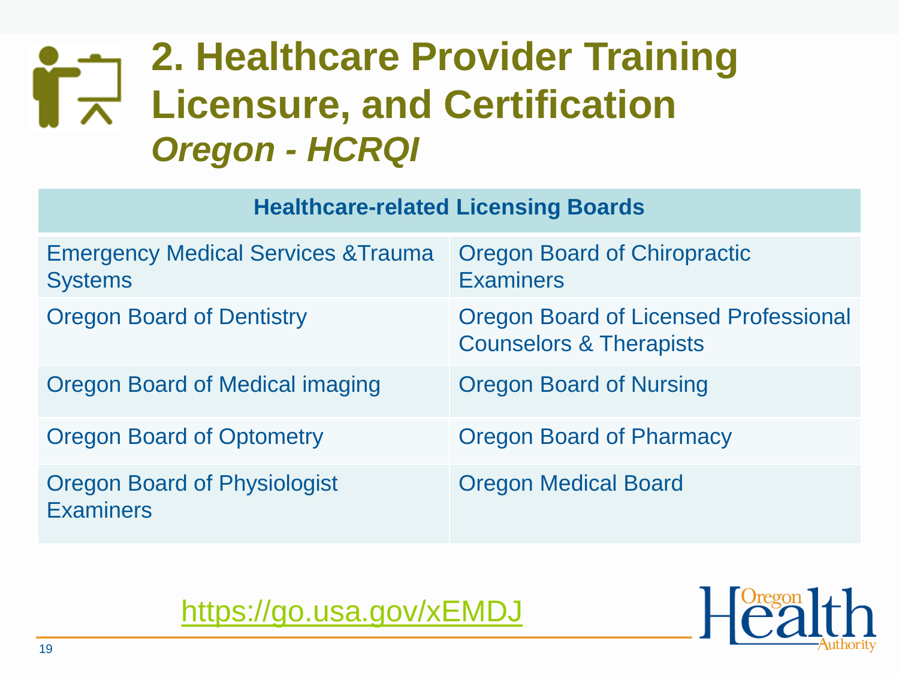# 2. Healthcare Provider Training Licensure, and Certification

***Oregon - HCRQI***

| Healthcare-related Licensing Boards | |
|---|---|
| Emergency Medical Services &Trauma Systems | Oregon Board of Chiropractic Examiners |
| Oregon Board of Dentistry | Oregon Board of Licensed Professional Counselors & Therapists |
| Oregon Board of Medical imaging | Oregon Board of Nursing |
| Oregon Board of Optometry | Oregon Board of Pharmacy |
| Oregon Board of Physiologist Examiners | Oregon Medical Board |

https://go.usa.gov/xEMDJ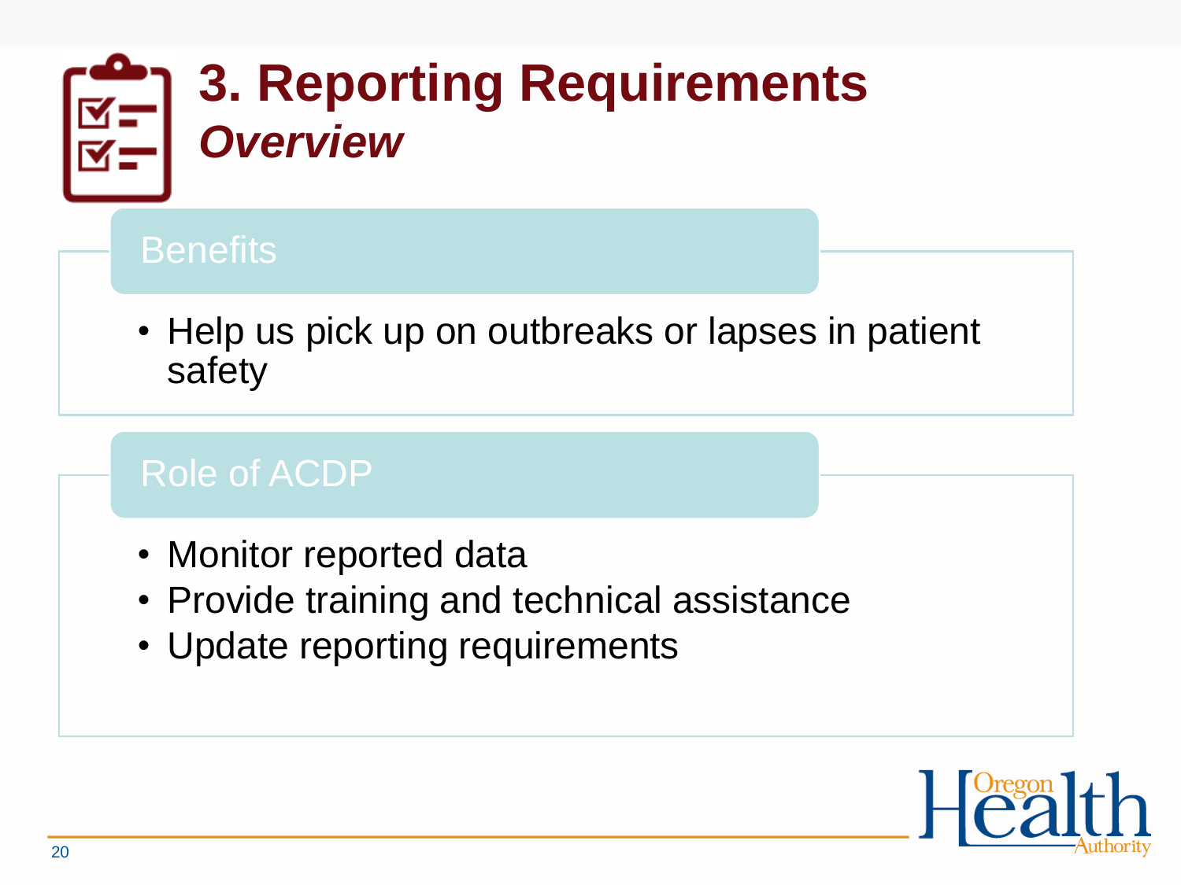# 3. Reporting Requirements

## *Overview*

### Benefits

- Help us pick up on outbreaks or lapses in patient safety

### Role of ACDP

- Monitor reported data
- Provide training and technical assistance
- Update reporting requirements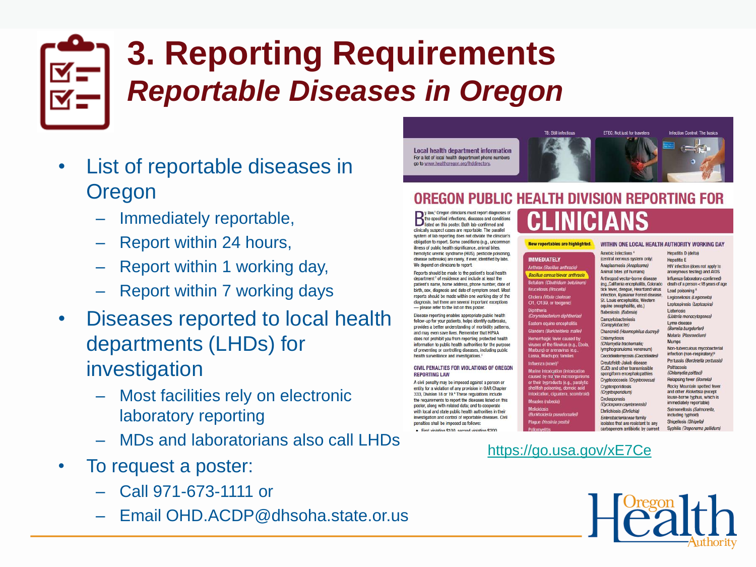# 3. Reporting Requirements

## *Reportable Diseases in Oregon*

- List of reportable diseases in Oregon
  - Immediately reportable,
  - Report within 24 hours,
  - Report within 1 working day,
  - Report within 7 working days
- Diseases reported to local health departments (LHDs) for investigation
  - Most facilities rely on electronic laboratory reporting
  - MDs and laboratorians also call LHDs
- To request a poster:
  - Call 971-673-1111 or
  - Email OHD.ACDP@dhsoha.state.or.us

https://go.usa.gov/xE7Ce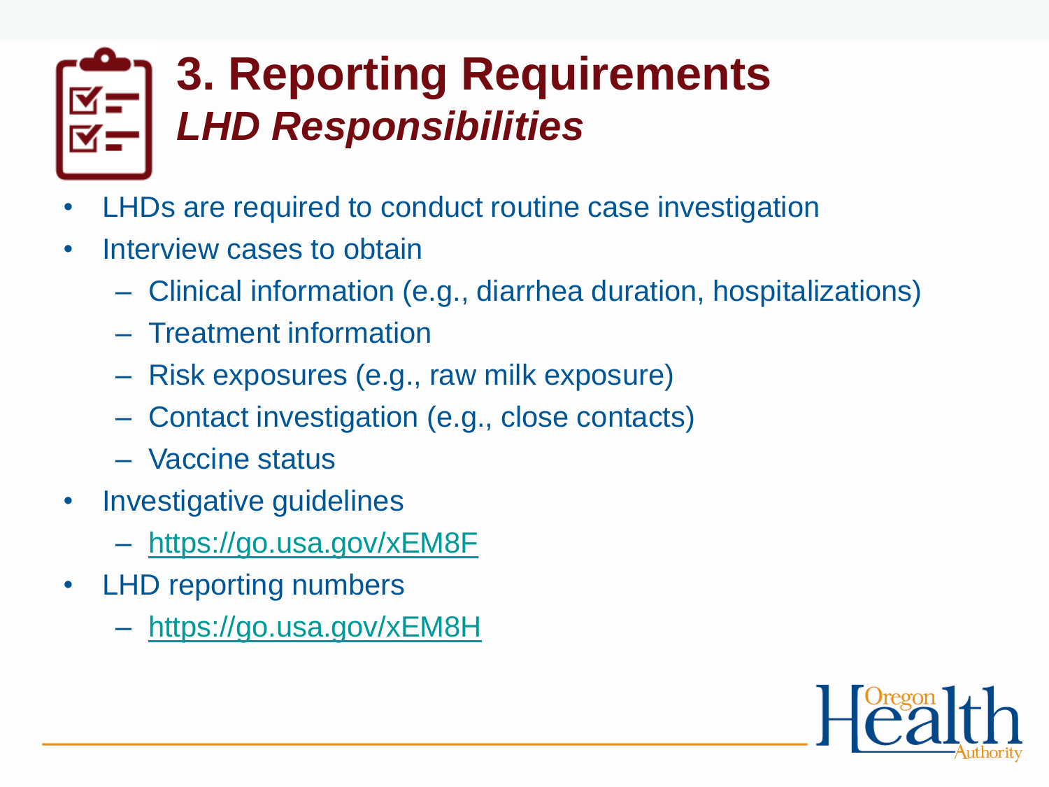# 3. Reporting Requirements

## *LHD Responsibilities*

- LHDs are required to conduct routine case investigation
- Interview cases to obtain
  - Clinical information (e.g., diarrhea duration, hospitalizations)
  - Treatment information
  - Risk exposures (e.g., raw milk exposure)
  - Contact investigation (e.g., close contacts)
  - Vaccine status
- Investigative guidelines
  - https://go.usa.gov/xEM8F
- LHD reporting numbers
  - https://go.usa.gov/xEM8H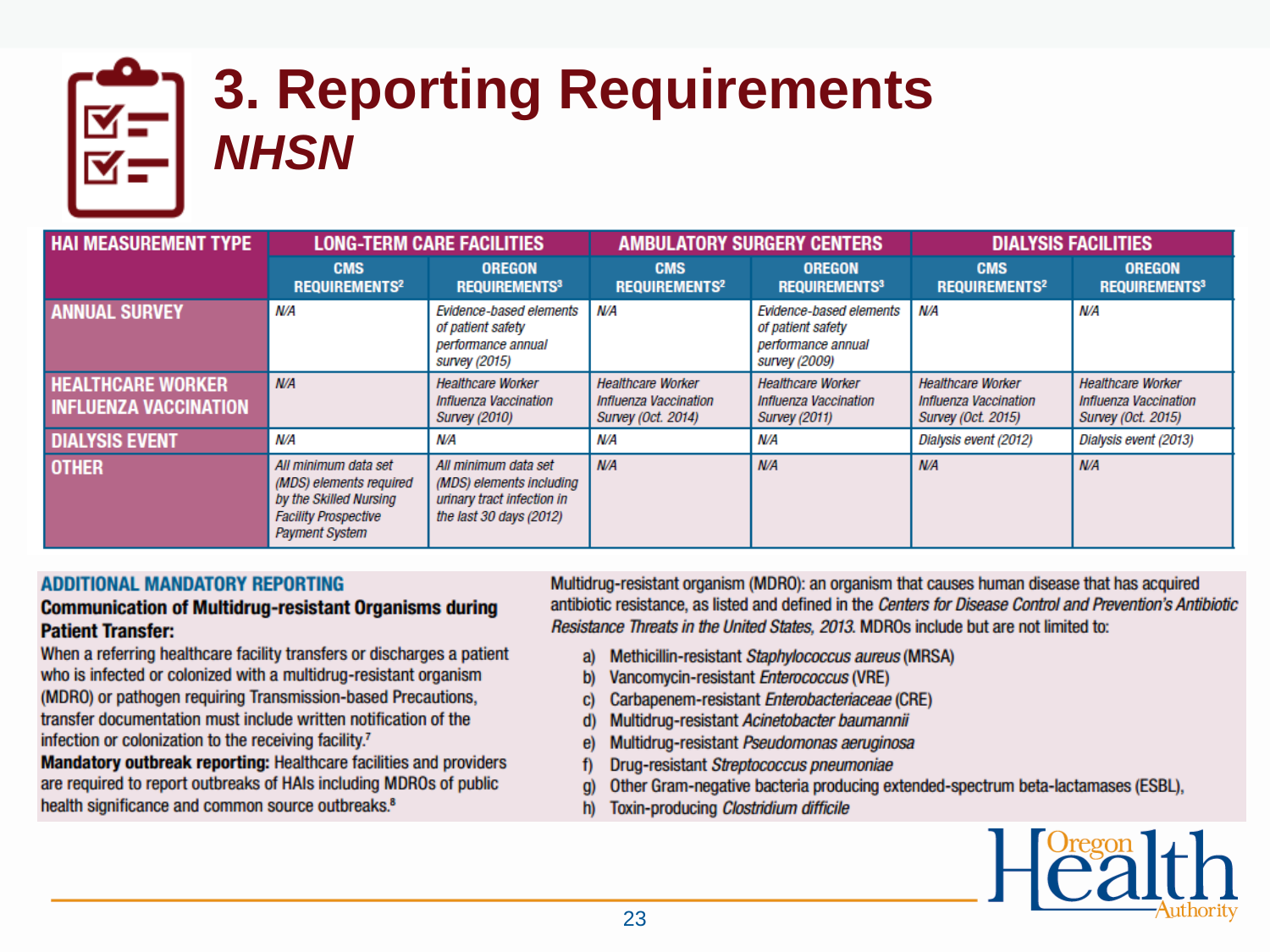# 3. Reporting Requirements

## *NHSN*

| HAI MEASUREMENT TYPE | LONG-TERM CARE FACILITIES | | AMBULATORY SURGERY CENTERS | | DIALYSIS FACILITIES | |
|---|---|---|---|---|---|---|
| | CMS REQUIREMENTS[2] | OREGON REQUIREMENTS[3] | CMS REQUIREMENTS[2] | OREGON REQUIREMENTS[3] | CMS REQUIREMENTS[2] | OREGON REQUIREMENTS[3] |
| ANNUAL SURVEY | *N/A* | *Evidence-based elements of patient safety performance annual survey (2015)* | *N/A* | *Evidence-based elements of patient safety performance annual survey (2009)* | *N/A* | *N/A* |
| HEALTHCARE WORKER INFLUENZA VACCINATION | *N/A* | *Healthcare Worker Influenza Vaccination Survey (2010)* | *Healthcare Worker Influenza Vaccination Survey (Oct. 2014)* | *Healthcare Worker Influenza Vaccination Survey (2011)* | *Healthcare Worker Influenza Vaccination Survey (Oct. 2015)* | *Healthcare Worker Influenza Vaccination Survey (Oct. 2015)* |
| DIALYSIS EVENT | *N/A* | *N/A* | *N/A* | *N/A* | *Dialysis event (2012)* | *Dialysis event (2013)* |
| OTHER | *All minimum data set (MDS) elements required by the Skilled Nursing Facility Prospective Payment System* | *All minimum data set (MDS) elements including urinary tract infection in the last 30 days (2012)* | *N/A* | *N/A* | *N/A* | *N/A* |

### ADDITIONAL MANDATORY REPORTING

**Communication of Multidrug-resistant Organisms during Patient Transfer:**

When a referring healthcare facility transfers or discharges a patient who is infected or colonized with a multidrug-resistant organism (MDRO) or pathogen requiring Transmission-based Precautions, transfer documentation must include written notification of the infection or colonization to the receiving facility.[7]

**Mandatory outbreak reporting:** Healthcare facilities and providers are required to report outbreaks of HAIs including MDROs of public health significance and common source outbreaks.[8]

Multidrug-resistant organism (MDRO): an organism that causes human disease that has acquired antibiotic resistance, as listed and defined in the *Centers for Disease Control and Prevention's Antibiotic Resistance Threats in the United States, 2013.* MDROs include but are not limited to:

a) Methicillin-resistant *Staphylococcus aureus* (MRSA)
b) Vancomycin-resistant *Enterococcus* (VRE)
c) Carbapenem-resistant *Enterobacteriaceae* (CRE)
d) Multidrug-resistant *Acinetobacter baumannii*
e) Multidrug-resistant *Pseudomonas aeruginosa*
f) Drug-resistant *Streptococcus pneumoniae*
g) Other Gram-negative bacteria producing extended-spectrum beta-lactamases (ESBL),
h) Toxin-producing *Clostridium difficile*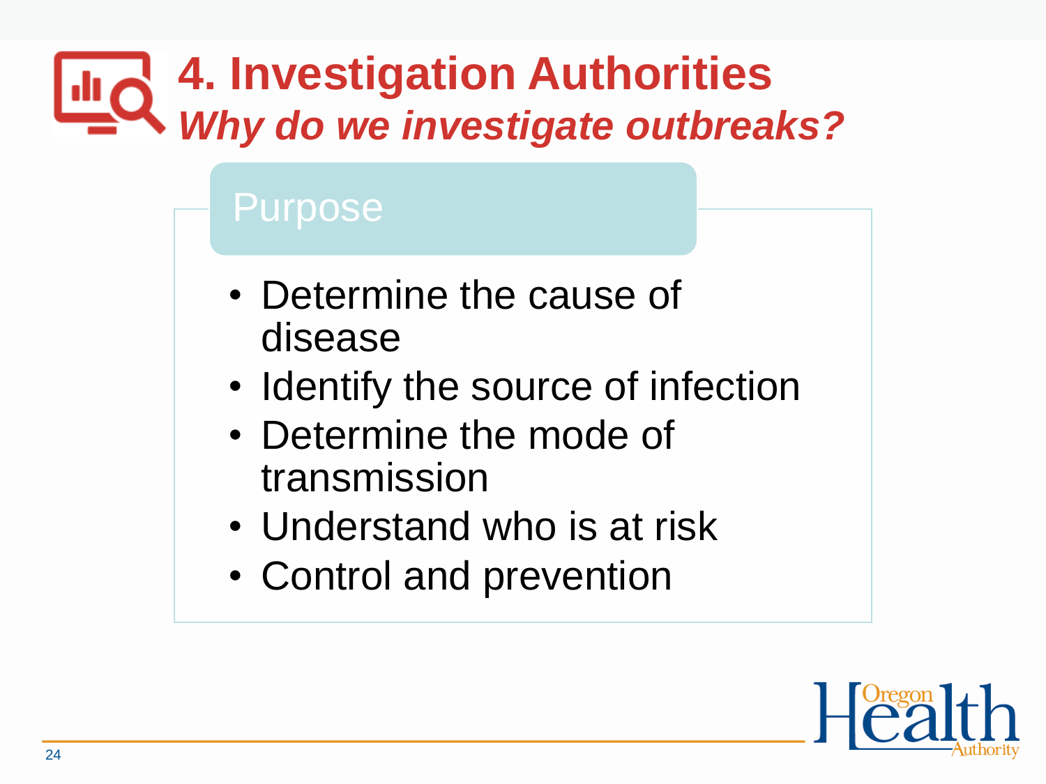# 4. Investigation Authorities

## *Why do we investigate outbreaks?*

### Purpose

- Determine the cause of disease
- Identify the source of infection
- Determine the mode of transmission
- Understand who is at risk
- Control and prevention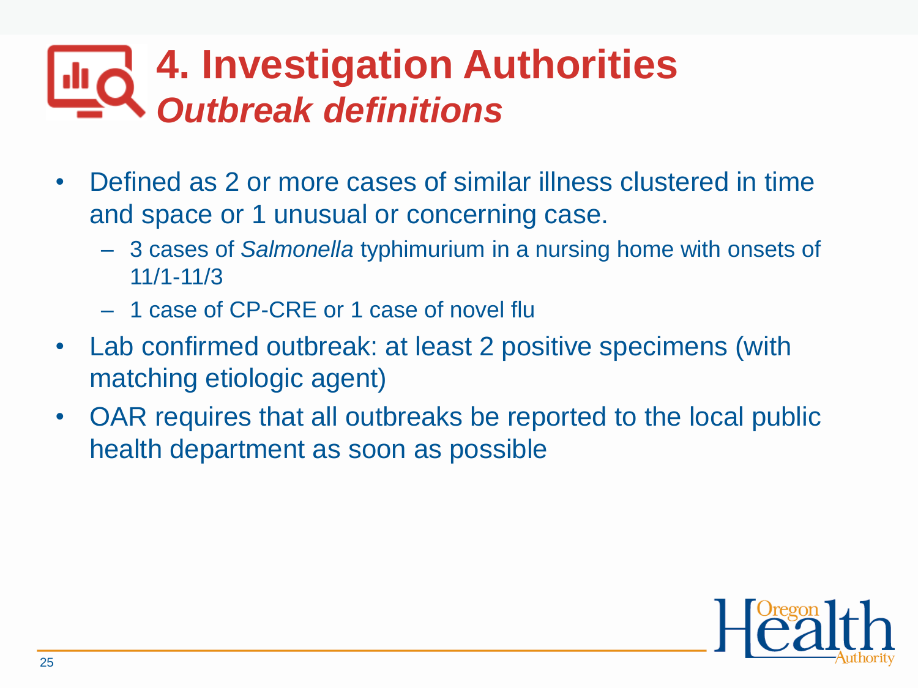# 4. Investigation Authorities

## *Outbreak definitions*

- Defined as 2 or more cases of similar illness clustered in time and space or 1 unusual or concerning case.
  - 3 cases of *Salmonella* typhimurium in a nursing home with onsets of 11/1-11/3
  - 1 case of CP-CRE or 1 case of novel flu
- Lab confirmed outbreak: at least 2 positive specimens (with matching etiologic agent)
- OAR requires that all outbreaks be reported to the local public health department as soon as possible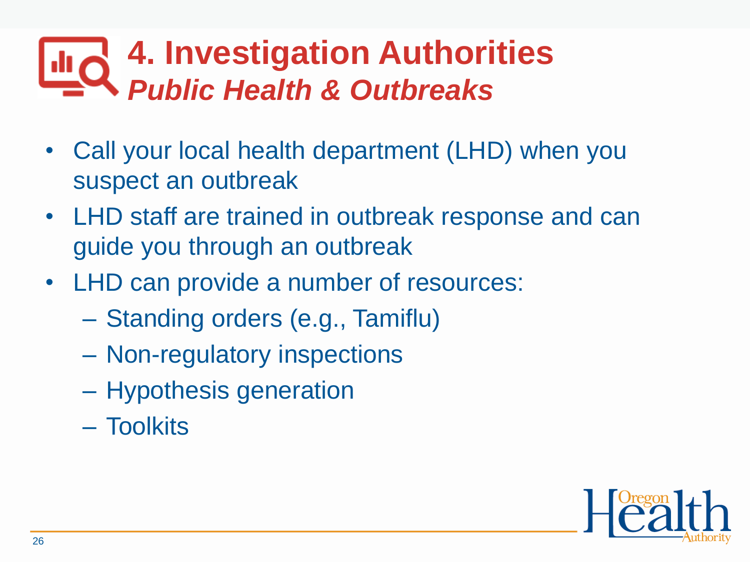# 4. Investigation Authorities
## *Public Health & Outbreaks*

- Call your local health department (LHD) when you suspect an outbreak
- LHD staff are trained in outbreak response and can guide you through an outbreak
- LHD can provide a number of resources:
  - Standing orders (e.g., Tamiflu)
  - Non-regulatory inspections
  - Hypothesis generation
  - Toolkits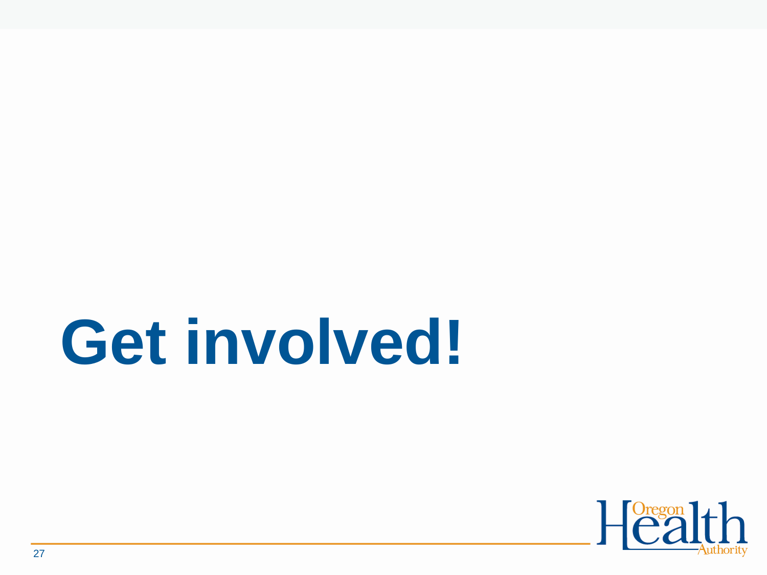# Get involved!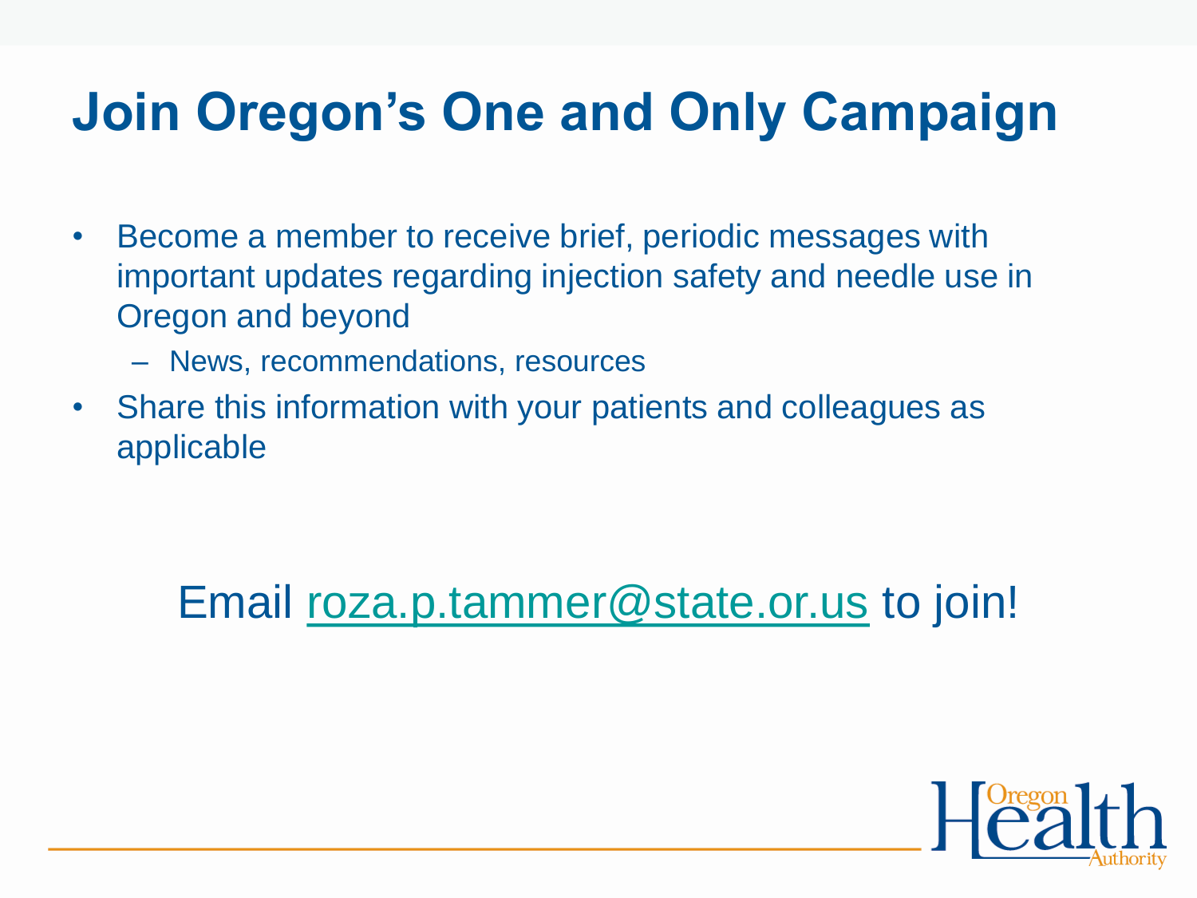# Join Oregon's One and Only Campaign

- Become a member to receive brief, periodic messages with important updates regarding injection safety and needle use in Oregon and beyond
  - News, recommendations, resources
- Share this information with your patients and colleagues as applicable

Email roza.p.tammer@state.or.us to join!

Oregon Health Authority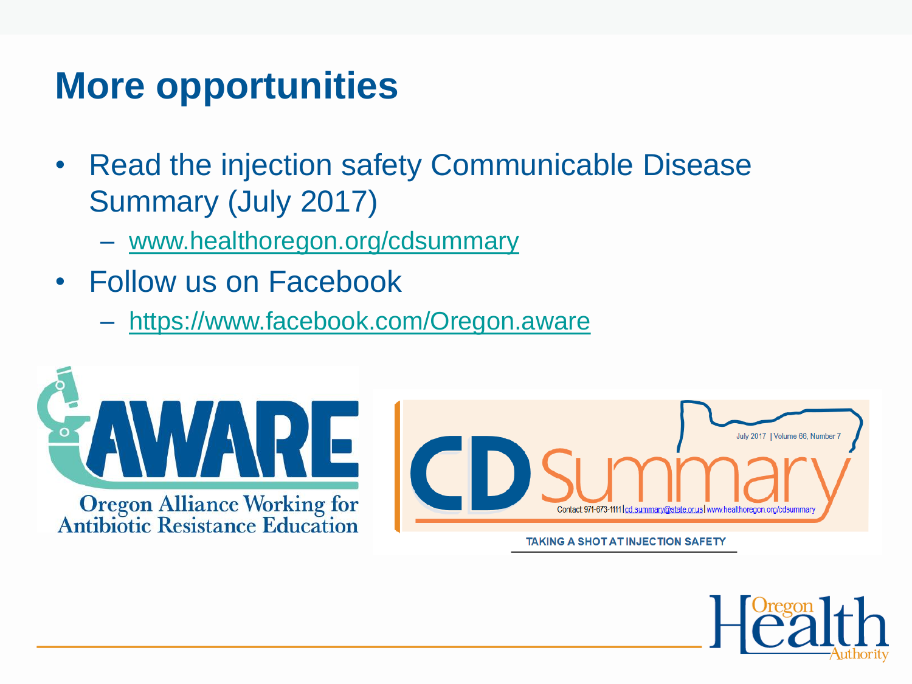# More opportunities

- Read the injection safety Communicable Disease Summary (July 2017)
  - www.healthoregon.org/cdsummary
- Follow us on Facebook
  - https://www.facebook.com/Oregon.aware

AWARE
Oregon Alliance Working for Antibiotic Resistance Education

CD Summary
July 2017 | Volume 66, Number 7
Contact 971-673-1111 | cd.summary@state.or.us | www.healthoregon.org/cdsummary

TAKING A SHOT AT INJECTION SAFETY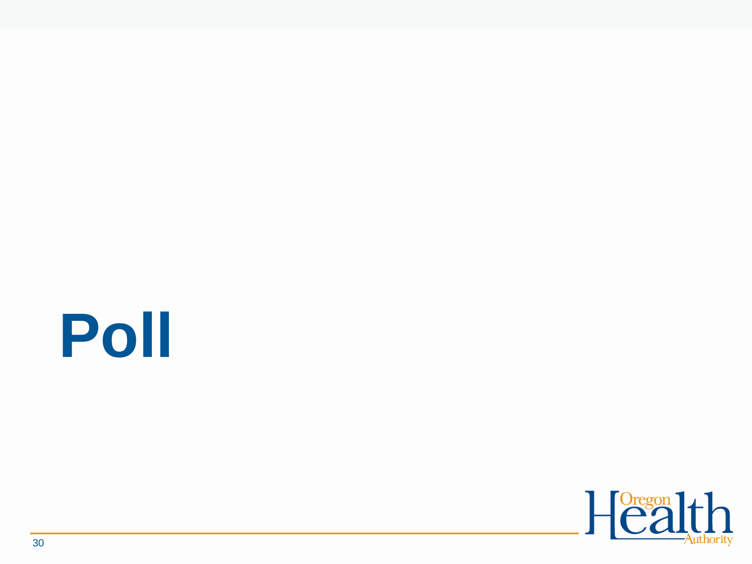# Poll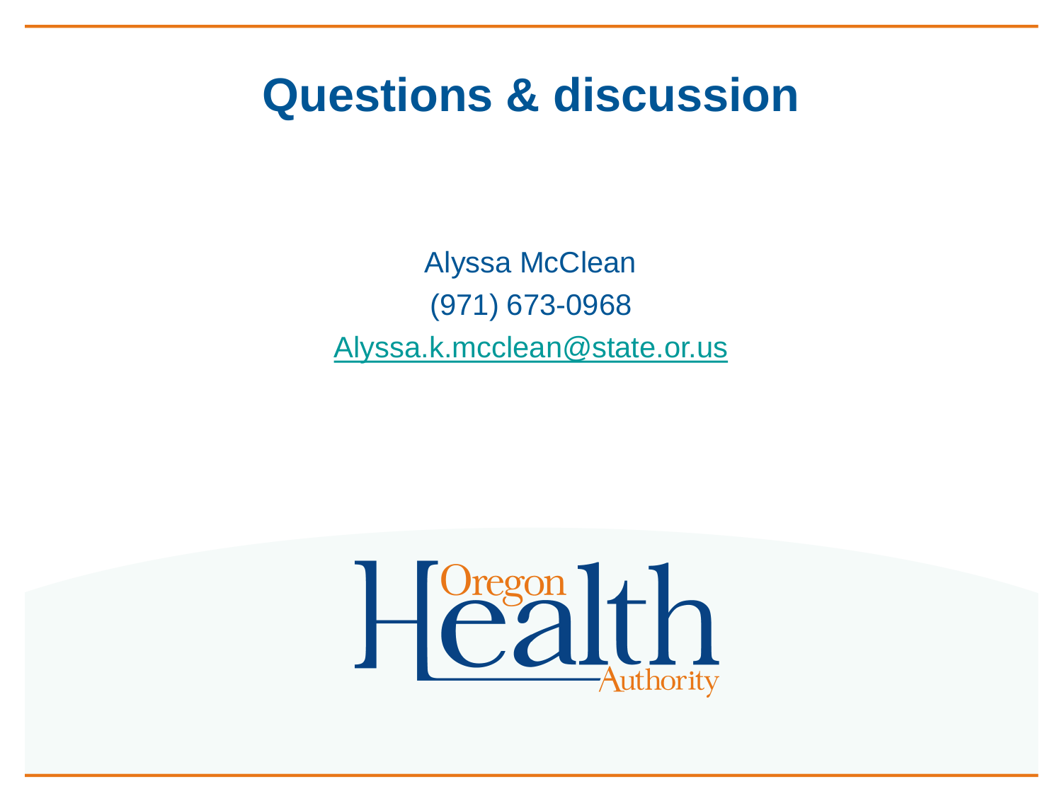# Questions & discussion

Alyssa McClean

(971) 673-0968

Alyssa.k.mcclean@state.or.us

Oregon Health Authority